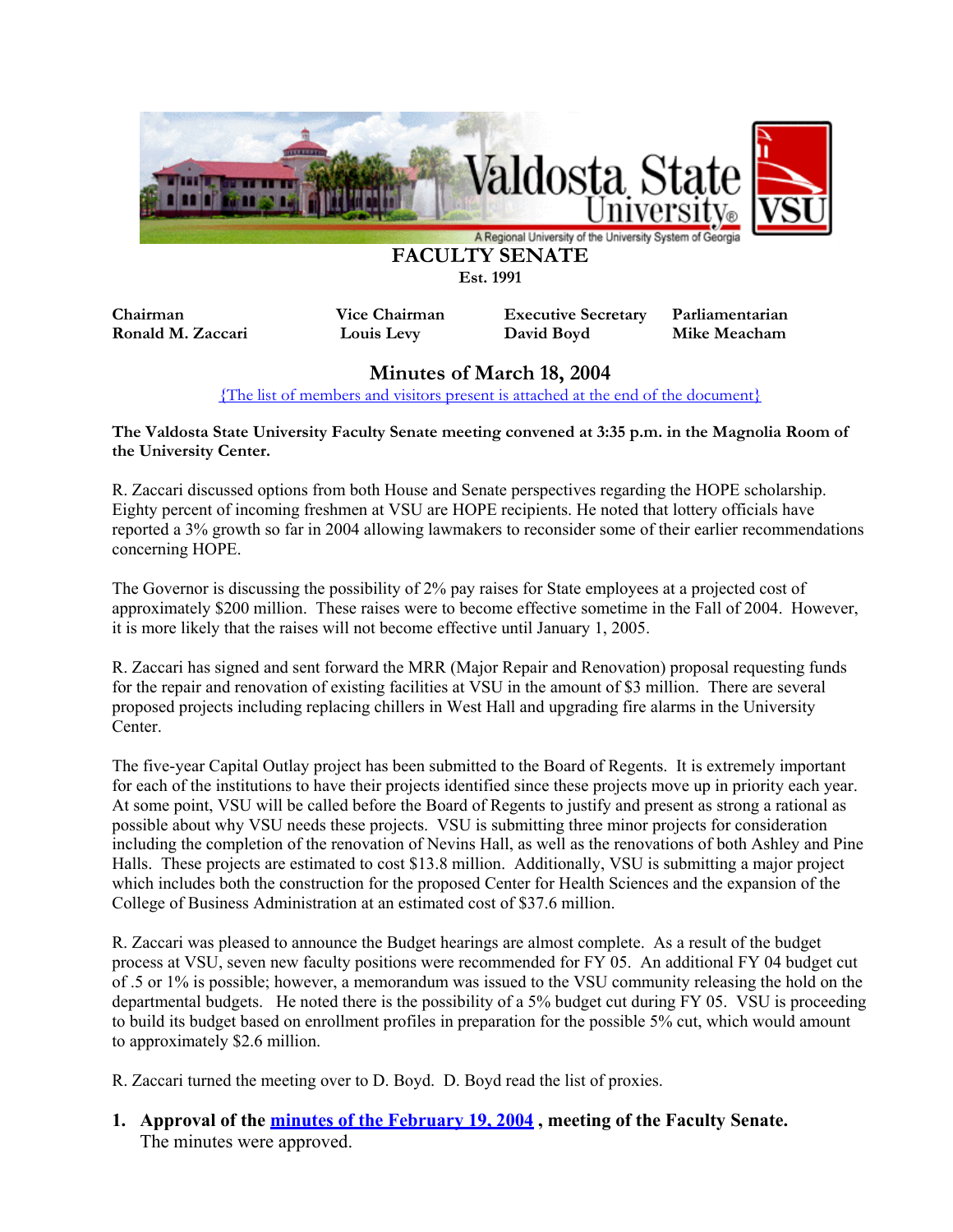# FACULTY SENATE

**Est. 1991**

| **Chairman** | **Vice Chairman** | **Executive Secretary** | **Parliamentarian** |
|---|---|---|---|
| **Ronald M. Zaccari** | **Louis Levy** | **David Boyd** | **Mike Meacham** |

## Minutes of March 18, 2004

{The list of members and visitors present is attached at the end of the document}

**The Valdosta State University Faculty Senate meeting convened at 3:35 p.m. in the Magnolia Room of the University Center.**

R. Zaccari discussed options from both House and Senate perspectives regarding the HOPE scholarship. Eighty percent of incoming freshmen at VSU are HOPE recipients. He noted that lottery officials have reported a 3% growth so far in 2004 allowing lawmakers to reconsider some of their earlier recommendations concerning HOPE.

The Governor is discussing the possibility of 2% pay raises for State employees at a projected cost of approximately $200 million. These raises were to become effective sometime in the Fall of 2004. However, it is more likely that the raises will not become effective until January 1, 2005.

R. Zaccari has signed and sent forward the MRR (Major Repair and Renovation) proposal requesting funds for the repair and renovation of existing facilities at VSU in the amount of $3 million. There are several proposed projects including replacing chillers in West Hall and upgrading fire alarms in the University Center.

The five-year Capital Outlay project has been submitted to the Board of Regents. It is extremely important for each of the institutions to have their projects identified since these projects move up in priority each year. At some point, VSU will be called before the Board of Regents to justify and present as strong a rational as possible about why VSU needs these projects. VSU is submitting three minor projects for consideration including the completion of the renovation of Nevins Hall, as well as the renovations of both Ashley and Pine Halls. These projects are estimated to cost $13.8 million. Additionally, VSU is submitting a major project which includes both the construction for the proposed Center for Health Sciences and the expansion of the College of Business Administration at an estimated cost of $37.6 million.

R. Zaccari was pleased to announce the Budget hearings are almost complete. As a result of the budget process at VSU, seven new faculty positions were recommended for FY 05. An additional FY 04 budget cut of .5 or 1% is possible; however, a memorandum was issued to the VSU community releasing the hold on the departmental budgets. He noted there is the possibility of a 5% budget cut during FY 05. VSU is proceeding to build its budget based on enrollment profiles in preparation for the possible 5% cut, which would amount to approximately $2.6 million.

R. Zaccari turned the meeting over to D. Boyd. D. Boyd read the list of proxies.

1. **Approval of the minutes of the February 19, 2004, meeting of the Faculty Senate.**
   The minutes were approved.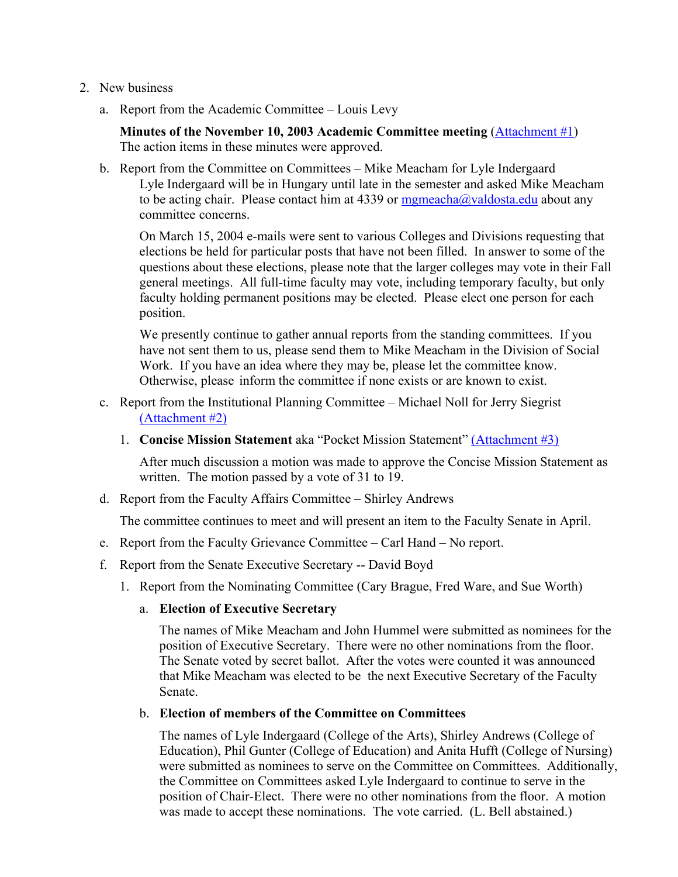2. New business

   a. Report from the Academic Committee – Louis Levy

      **Minutes of the November 10, 2003 Academic Committee meeting** (Attachment #1)
      The action items in these minutes were approved.

   b. Report from the Committee on Committees – Mike Meacham for Lyle Indergaard

      Lyle Indergaard will be in Hungary until late in the semester and asked Mike Meacham to be acting chair. Please contact him at 4339 or mgmeacha@valdosta.edu about any committee concerns.

      On March 15, 2004 e-mails were sent to various Colleges and Divisions requesting that elections be held for particular posts that have not been filled. In answer to some of the questions about these elections, please note that the larger colleges may vote in their Fall general meetings. All full-time faculty may vote, including temporary faculty, but only faculty holding permanent positions may be elected. Please elect one person for each position.

      We presently continue to gather annual reports from the standing committees. If you have not sent them to us, please send them to Mike Meacham in the Division of Social Work. If you have an idea where they may be, please let the committee know. Otherwise, please inform the committee if none exists or are known to exist.

   c. Report from the Institutional Planning Committee – Michael Noll for Jerry Siegrist (Attachment #2)

      1. **Concise Mission Statement** aka "Pocket Mission Statement" (Attachment #3)

         After much discussion a motion was made to approve the Concise Mission Statement as written. The motion passed by a vote of 31 to 19.

   d. Report from the Faculty Affairs Committee – Shirley Andrews

      The committee continues to meet and will present an item to the Faculty Senate in April.

   e. Report from the Faculty Grievance Committee – Carl Hand – No report.

   f. Report from the Senate Executive Secretary -- David Boyd

      1. Report from the Nominating Committee (Cary Brague, Fred Ware, and Sue Worth)

         a. **Election of Executive Secretary**

            The names of Mike Meacham and John Hummel were submitted as nominees for the position of Executive Secretary. There were no other nominations from the floor. The Senate voted by secret ballot. After the votes were counted it was announced that Mike Meacham was elected to be the next Executive Secretary of the Faculty Senate.

         b. **Election of members of the Committee on Committees**

            The names of Lyle Indergaard (College of the Arts), Shirley Andrews (College of Education), Phil Gunter (College of Education) and Anita Hufft (College of Nursing) were submitted as nominees to serve on the Committee on Committees. Additionally, the Committee on Committees asked Lyle Indergaard to continue to serve in the position of Chair-Elect. There were no other nominations from the floor. A motion was made to accept these nominations. The vote carried. (L. Bell abstained.)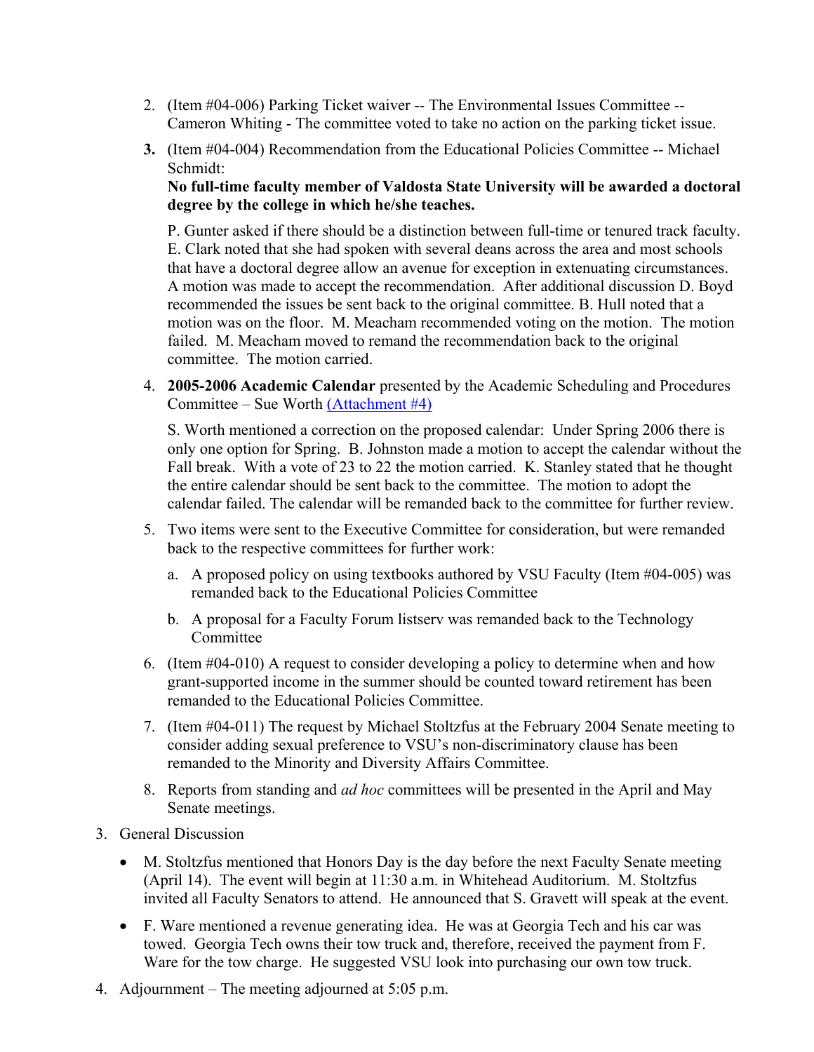2. (Item #04-006) Parking Ticket waiver -- The Environmental Issues Committee -- Cameron Whiting - The committee voted to take no action on the parking ticket issue.

3. (Item #04-004) Recommendation from the Educational Policies Committee -- Michael Schmidt:
   **No full-time faculty member of Valdosta State University will be awarded a doctoral degree by the college in which he/she teaches.**

   P. Gunter asked if there should be a distinction between full-time or tenured track faculty. E. Clark noted that she had spoken with several deans across the area and most schools that have a doctoral degree allow an avenue for exception in extenuating circumstances. A motion was made to accept the recommendation. After additional discussion D. Boyd recommended the issues be sent back to the original committee. B. Hull noted that a motion was on the floor. M. Meacham recommended voting on the motion. The motion failed. M. Meacham moved to remand the recommendation back to the original committee. The motion carried.

4. **2005-2006 Academic Calendar** presented by the Academic Scheduling and Procedures Committee – Sue Worth (Attachment #4)

   S. Worth mentioned a correction on the proposed calendar: Under Spring 2006 there is only one option for Spring. B. Johnston made a motion to accept the calendar without the Fall break. With a vote of 23 to 22 the motion carried. K. Stanley stated that he thought the entire calendar should be sent back to the committee. The motion to adopt the calendar failed. The calendar will be remanded back to the committee for further review.

5. Two items were sent to the Executive Committee for consideration, but were remanded back to the respective committees for further work:

   a. A proposed policy on using textbooks authored by VSU Faculty (Item #04-005) was remanded back to the Educational Policies Committee

   b. A proposal for a Faculty Forum listserv was remanded back to the Technology Committee

6. (Item #04-010) A request to consider developing a policy to determine when and how grant-supported income in the summer should be counted toward retirement has been remanded to the Educational Policies Committee.

7. (Item #04-011) The request by Michael Stoltzfus at the February 2004 Senate meeting to consider adding sexual preference to VSU's non-discriminatory clause has been remanded to the Minority and Diversity Affairs Committee.

8. Reports from standing and *ad hoc* committees will be presented in the April and May Senate meetings.

3. General Discussion

- M. Stoltzfus mentioned that Honors Day is the day before the next Faculty Senate meeting (April 14). The event will begin at 11:30 a.m. in Whitehead Auditorium. M. Stoltzfus invited all Faculty Senators to attend. He announced that S. Gravett will speak at the event.

- F. Ware mentioned a revenue generating idea. He was at Georgia Tech and his car was towed. Georgia Tech owns their tow truck and, therefore, received the payment from F. Ware for the tow charge. He suggested VSU look into purchasing our own tow truck.

4. Adjournment – The meeting adjourned at 5:05 p.m.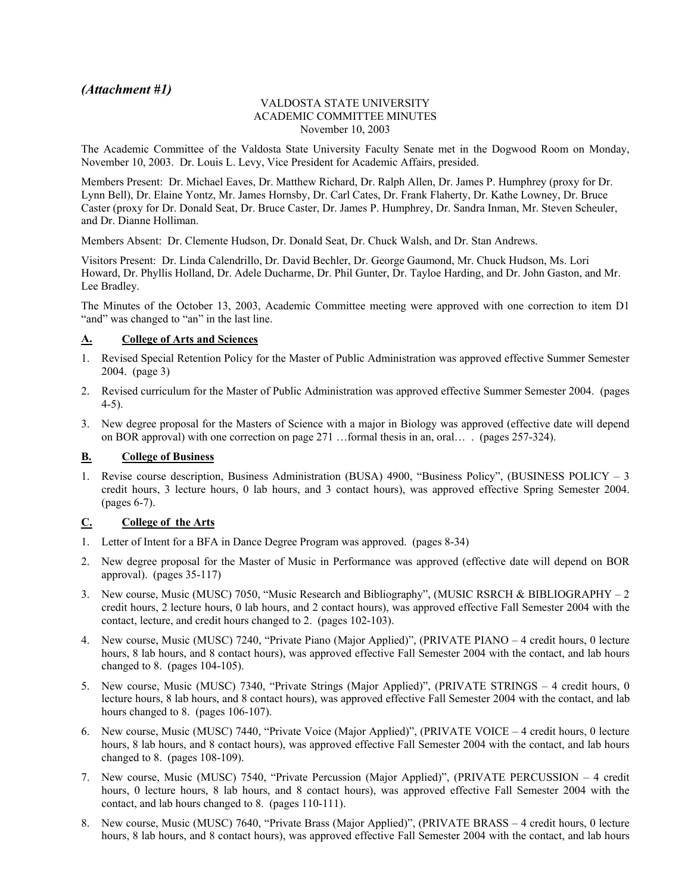*(Attachment #1)*

VALDOSTA STATE UNIVERSITY
ACADEMIC COMMITTEE MINUTES
November 10, 2003

The Academic Committee of the Valdosta State University Faculty Senate met in the Dogwood Room on Monday, November 10, 2003. Dr. Louis L. Levy, Vice President for Academic Affairs, presided.

Members Present: Dr. Michael Eaves, Dr. Matthew Richard, Dr. Ralph Allen, Dr. James P. Humphrey (proxy for Dr. Lynn Bell), Dr. Elaine Yontz, Mr. James Hornsby, Dr. Carl Cates, Dr. Frank Flaherty, Dr. Kathe Lowney, Dr. Bruce Caster (proxy for Dr. Donald Seat, Dr. Bruce Caster, Dr. James P. Humphrey, Dr. Sandra Inman, Mr. Steven Scheuler, and Dr. Dianne Holliman.

Members Absent: Dr. Clemente Hudson, Dr. Donald Seat, Dr. Chuck Walsh, and Dr. Stan Andrews.

Visitors Present: Dr. Linda Calendrillo, Dr. David Bechler, Dr. George Gaumond, Mr. Chuck Hudson, Ms. Lori Howard, Dr. Phyllis Holland, Dr. Adele Ducharme, Dr. Phil Gunter, Dr. Tayloe Harding, and Dr. John Gaston, and Mr. Lee Bradley.

The Minutes of the October 13, 2003, Academic Committee meeting were approved with one correction to item D1 "and" was changed to "an" in the last line.

**A. College of Arts and Sciences**

1. Revised Special Retention Policy for the Master of Public Administration was approved effective Summer Semester 2004. (page 3)
2. Revised curriculum for the Master of Public Administration was approved effective Summer Semester 2004. (pages 4-5).
3. New degree proposal for the Masters of Science with a major in Biology was approved (effective date will depend on BOR approval) with one correction on page 271 …formal thesis in an, oral… . (pages 257-324).

**B. College of Business**

1. Revise course description, Business Administration (BUSA) 4900, "Business Policy", (BUSINESS POLICY – 3 credit hours, 3 lecture hours, 0 lab hours, and 3 contact hours), was approved effective Spring Semester 2004. (pages 6-7).

**C. College of the Arts**

1. Letter of Intent for a BFA in Dance Degree Program was approved. (pages 8-34)
2. New degree proposal for the Master of Music in Performance was approved (effective date will depend on BOR approval). (pages 35-117)
3. New course, Music (MUSC) 7050, "Music Research and Bibliography", (MUSIC RSRCH & BIBLIOGRAPHY – 2 credit hours, 2 lecture hours, 0 lab hours, and 2 contact hours), was approved effective Fall Semester 2004 with the contact, lecture, and credit hours changed to 2. (pages 102-103).
4. New course, Music (MUSC) 7240, "Private Piano (Major Applied)", (PRIVATE PIANO – 4 credit hours, 0 lecture hours, 8 lab hours, and 8 contact hours), was approved effective Fall Semester 2004 with the contact, and lab hours changed to 8. (pages 104-105).
5. New course, Music (MUSC) 7340, "Private Strings (Major Applied)", (PRIVATE STRINGS – 4 credit hours, 0 lecture hours, 8 lab hours, and 8 contact hours), was approved effective Fall Semester 2004 with the contact, and lab hours changed to 8. (pages 106-107).
6. New course, Music (MUSC) 7440, "Private Voice (Major Applied)", (PRIVATE VOICE – 4 credit hours, 0 lecture hours, 8 lab hours, and 8 contact hours), was approved effective Fall Semester 2004 with the contact, and lab hours changed to 8. (pages 108-109).
7. New course, Music (MUSC) 7540, "Private Percussion (Major Applied)", (PRIVATE PERCUSSION – 4 credit hours, 0 lecture hours, 8 lab hours, and 8 contact hours), was approved effective Fall Semester 2004 with the contact, and lab hours changed to 8. (pages 110-111).
8. New course, Music (MUSC) 7640, "Private Brass (Major Applied)", (PRIVATE BRASS – 4 credit hours, 0 lecture hours, 8 lab hours, and 8 contact hours), was approved effective Fall Semester 2004 with the contact, and lab hours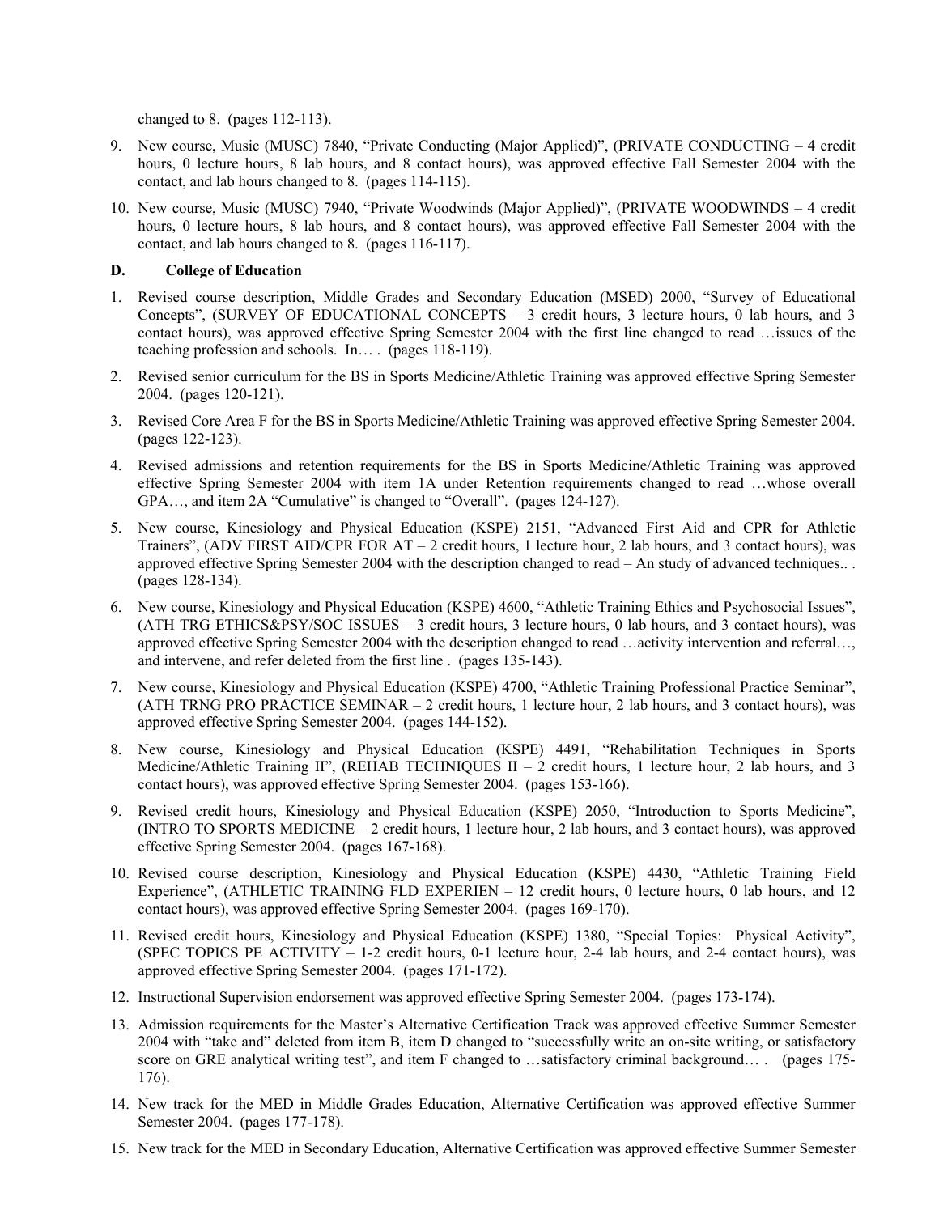changed to 8. (pages 112-113).

9. New course, Music (MUSC) 7840, "Private Conducting (Major Applied)", (PRIVATE CONDUCTING – 4 credit hours, 0 lecture hours, 8 lab hours, and 8 contact hours), was approved effective Fall Semester 2004 with the contact, and lab hours changed to 8. (pages 114-115).

10. New course, Music (MUSC) 7940, "Private Woodwinds (Major Applied)", (PRIVATE WOODWINDS – 4 credit hours, 0 lecture hours, 8 lab hours, and 8 contact hours), was approved effective Fall Semester 2004 with the contact, and lab hours changed to 8. (pages 116-117).

## D. College of Education

1. Revised course description, Middle Grades and Secondary Education (MSED) 2000, "Survey of Educational Concepts", (SURVEY OF EDUCATIONAL CONCEPTS – 3 credit hours, 3 lecture hours, 0 lab hours, and 3 contact hours), was approved effective Spring Semester 2004 with the first line changed to read …issues of the teaching profession and schools. In… . (pages 118-119).

2. Revised senior curriculum for the BS in Sports Medicine/Athletic Training was approved effective Spring Semester 2004. (pages 120-121).

3. Revised Core Area F for the BS in Sports Medicine/Athletic Training was approved effective Spring Semester 2004. (pages 122-123).

4. Revised admissions and retention requirements for the BS in Sports Medicine/Athletic Training was approved effective Spring Semester 2004 with item 1A under Retention requirements changed to read …whose overall GPA…, and item 2A "Cumulative" is changed to "Overall". (pages 124-127).

5. New course, Kinesiology and Physical Education (KSPE) 2151, "Advanced First Aid and CPR for Athletic Trainers", (ADV FIRST AID/CPR FOR AT – 2 credit hours, 1 lecture hour, 2 lab hours, and 3 contact hours), was approved effective Spring Semester 2004 with the description changed to read – An study of advanced techniques.. . (pages 128-134).

6. New course, Kinesiology and Physical Education (KSPE) 4600, "Athletic Training Ethics and Psychosocial Issues", (ATH TRG ETHICS&PSY/SOC ISSUES – 3 credit hours, 3 lecture hours, 0 lab hours, and 3 contact hours), was approved effective Spring Semester 2004 with the description changed to read …activity intervention and referral…, and intervene, and refer deleted from the first line . (pages 135-143).

7. New course, Kinesiology and Physical Education (KSPE) 4700, "Athletic Training Professional Practice Seminar", (ATH TRNG PRO PRACTICE SEMINAR – 2 credit hours, 1 lecture hour, 2 lab hours, and 3 contact hours), was approved effective Spring Semester 2004. (pages 144-152).

8. New course, Kinesiology and Physical Education (KSPE) 4491, "Rehabilitation Techniques in Sports Medicine/Athletic Training II", (REHAB TECHNIQUES II – 2 credit hours, 1 lecture hour, 2 lab hours, and 3 contact hours), was approved effective Spring Semester 2004. (pages 153-166).

9. Revised credit hours, Kinesiology and Physical Education (KSPE) 2050, "Introduction to Sports Medicine", (INTRO TO SPORTS MEDICINE – 2 credit hours, 1 lecture hour, 2 lab hours, and 3 contact hours), was approved effective Spring Semester 2004. (pages 167-168).

10. Revised course description, Kinesiology and Physical Education (KSPE) 4430, "Athletic Training Field Experience", (ATHLETIC TRAINING FLD EXPERIEN – 12 credit hours, 0 lecture hours, 0 lab hours, and 12 contact hours), was approved effective Spring Semester 2004. (pages 169-170).

11. Revised credit hours, Kinesiology and Physical Education (KSPE) 1380, "Special Topics: Physical Activity", (SPEC TOPICS PE ACTIVITY – 1-2 credit hours, 0-1 lecture hour, 2-4 lab hours, and 2-4 contact hours), was approved effective Spring Semester 2004. (pages 171-172).

12. Instructional Supervision endorsement was approved effective Spring Semester 2004. (pages 173-174).

13. Admission requirements for the Master's Alternative Certification Track was approved effective Summer Semester 2004 with "take and" deleted from item B, item D changed to "successfully write an on-site writing, or satisfactory score on GRE analytical writing test", and item F changed to …satisfactory criminal background… . (pages 175-176).

14. New track for the MED in Middle Grades Education, Alternative Certification was approved effective Summer Semester 2004. (pages 177-178).

15. New track for the MED in Secondary Education, Alternative Certification was approved effective Summer Semester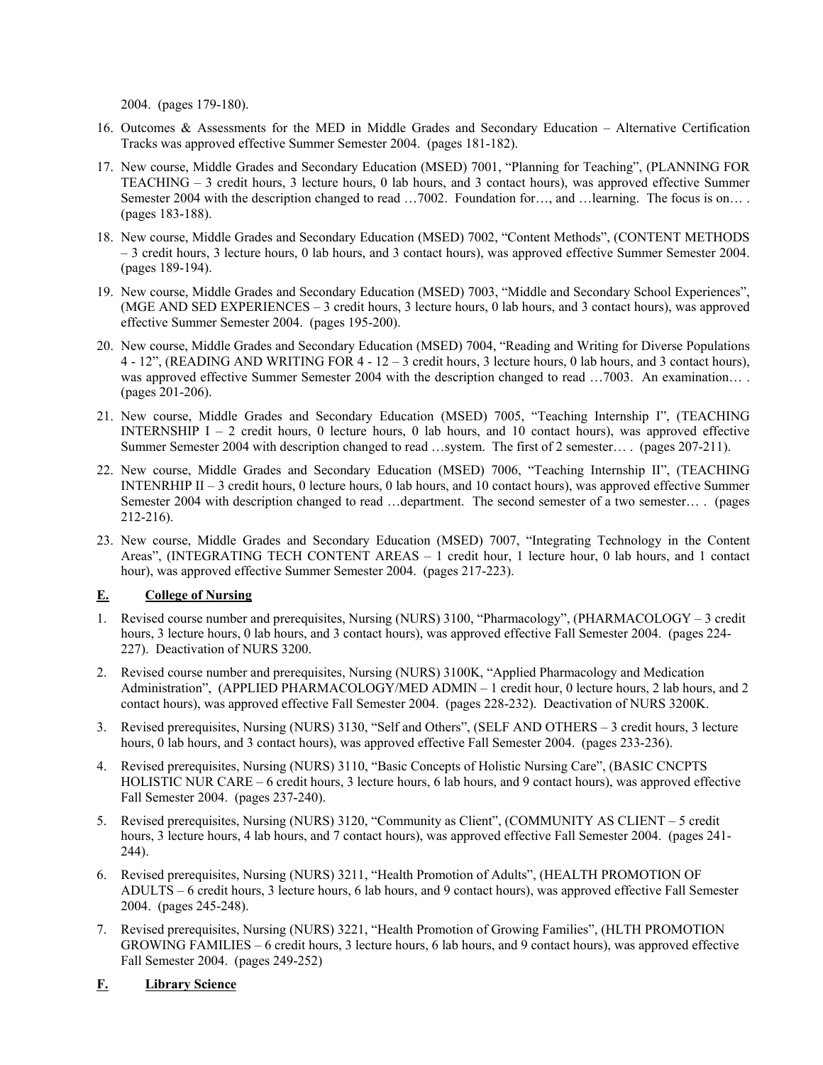2004. (pages 179-180).

16. Outcomes & Assessments for the MED in Middle Grades and Secondary Education – Alternative Certification Tracks was approved effective Summer Semester 2004. (pages 181-182).

17. New course, Middle Grades and Secondary Education (MSED) 7001, "Planning for Teaching", (PLANNING FOR TEACHING – 3 credit hours, 3 lecture hours, 0 lab hours, and 3 contact hours), was approved effective Summer Semester 2004 with the description changed to read …7002. Foundation for…, and …learning. The focus is on… . (pages 183-188).

18. New course, Middle Grades and Secondary Education (MSED) 7002, "Content Methods", (CONTENT METHODS – 3 credit hours, 3 lecture hours, 0 lab hours, and 3 contact hours), was approved effective Summer Semester 2004. (pages 189-194).

19. New course, Middle Grades and Secondary Education (MSED) 7003, "Middle and Secondary School Experiences", (MGE AND SED EXPERIENCES – 3 credit hours, 3 lecture hours, 0 lab hours, and 3 contact hours), was approved effective Summer Semester 2004. (pages 195-200).

20. New course, Middle Grades and Secondary Education (MSED) 7004, "Reading and Writing for Diverse Populations 4 - 12", (READING AND WRITING FOR 4 - 12 – 3 credit hours, 3 lecture hours, 0 lab hours, and 3 contact hours), was approved effective Summer Semester 2004 with the description changed to read …7003. An examination… . (pages 201-206).

21. New course, Middle Grades and Secondary Education (MSED) 7005, "Teaching Internship I", (TEACHING INTERNSHIP I – 2 credit hours, 0 lecture hours, 0 lab hours, and 10 contact hours), was approved effective Summer Semester 2004 with description changed to read …system. The first of 2 semester… . (pages 207-211).

22. New course, Middle Grades and Secondary Education (MSED) 7006, "Teaching Internship II", (TEACHING INTENRHIP II – 3 credit hours, 0 lecture hours, 0 lab hours, and 10 contact hours), was approved effective Summer Semester 2004 with description changed to read …department. The second semester of a two semester… . (pages 212-216).

23. New course, Middle Grades and Secondary Education (MSED) 7007, "Integrating Technology in the Content Areas", (INTEGRATING TECH CONTENT AREAS – 1 credit hour, 1 lecture hour, 0 lab hours, and 1 contact hour), was approved effective Summer Semester 2004. (pages 217-223).

## E. College of Nursing

1. Revised course number and prerequisites, Nursing (NURS) 3100, "Pharmacology", (PHARMACOLOGY – 3 credit hours, 3 lecture hours, 0 lab hours, and 3 contact hours), was approved effective Fall Semester 2004. (pages 224-227). Deactivation of NURS 3200.

2. Revised course number and prerequisites, Nursing (NURS) 3100K, "Applied Pharmacology and Medication Administration", (APPLIED PHARMACOLOGY/MED ADMIN – 1 credit hour, 0 lecture hours, 2 lab hours, and 2 contact hours), was approved effective Fall Semester 2004. (pages 228-232). Deactivation of NURS 3200K.

3. Revised prerequisites, Nursing (NURS) 3130, "Self and Others", (SELF AND OTHERS – 3 credit hours, 3 lecture hours, 0 lab hours, and 3 contact hours), was approved effective Fall Semester 2004. (pages 233-236).

4. Revised prerequisites, Nursing (NURS) 3110, "Basic Concepts of Holistic Nursing Care", (BASIC CNCPTS HOLISTIC NUR CARE – 6 credit hours, 3 lecture hours, 6 lab hours, and 9 contact hours), was approved effective Fall Semester 2004. (pages 237-240).

5. Revised prerequisites, Nursing (NURS) 3120, "Community as Client", (COMMUNITY AS CLIENT – 5 credit hours, 3 lecture hours, 4 lab hours, and 7 contact hours), was approved effective Fall Semester 2004. (pages 241-244).

6. Revised prerequisites, Nursing (NURS) 3211, "Health Promotion of Adults", (HEALTH PROMOTION OF ADULTS – 6 credit hours, 3 lecture hours, 6 lab hours, and 9 contact hours), was approved effective Fall Semester 2004. (pages 245-248).

7. Revised prerequisites, Nursing (NURS) 3221, "Health Promotion of Growing Families", (HLTH PROMOTION GROWING FAMILIES – 6 credit hours, 3 lecture hours, 6 lab hours, and 9 contact hours), was approved effective Fall Semester 2004. (pages 249-252)

## F. Library Science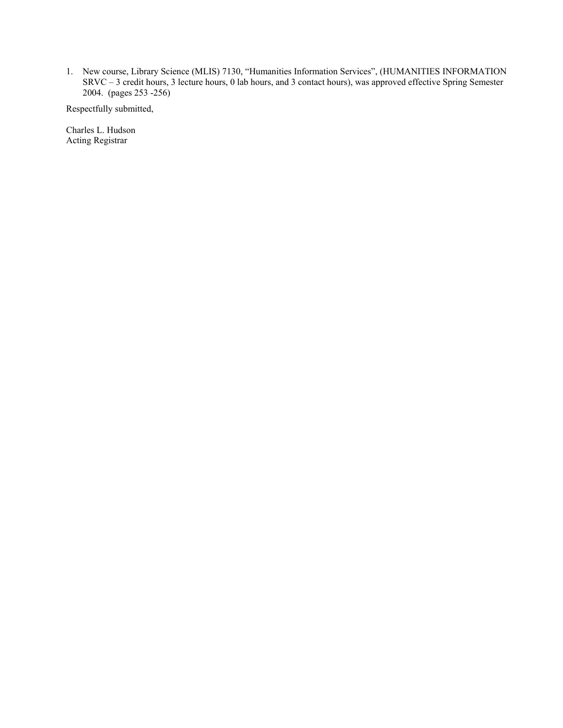1. New course, Library Science (MLIS) 7130, “Humanities Information Services”, (HUMANITIES INFORMATION SRVC – 3 credit hours, 3 lecture hours, 0 lab hours, and 3 contact hours), was approved effective Spring Semester 2004. (pages 253 -256)

Respectfully submitted,

Charles L. Hudson
Acting Registrar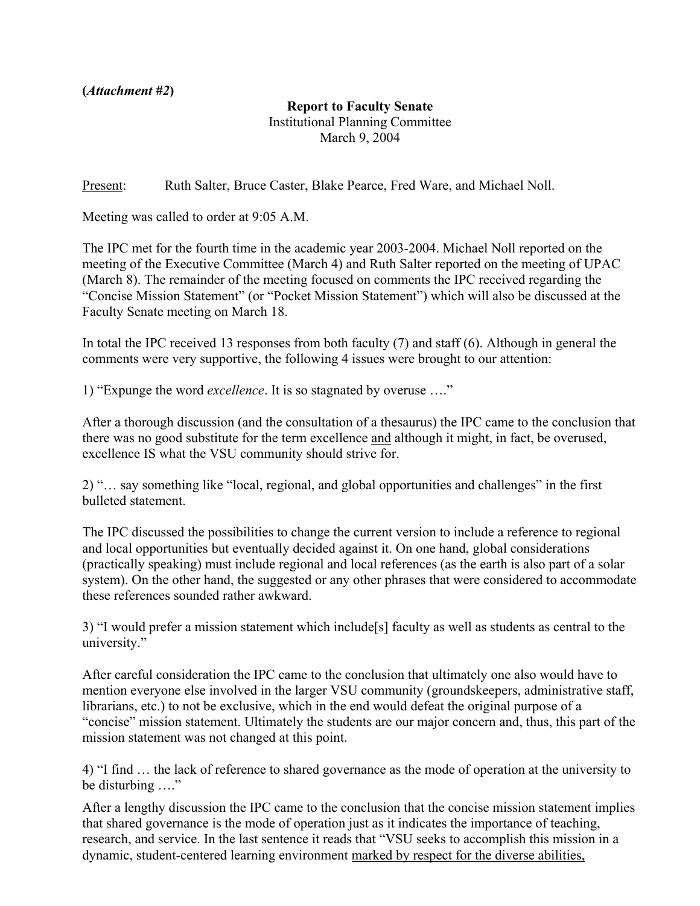**(*Attachment #2*)**

**Report to Faculty Senate**
Institutional Planning Committee
March 9, 2004

<u>Present</u>: Ruth Salter, Bruce Caster, Blake Pearce, Fred Ware, and Michael Noll.

Meeting was called to order at 9:05 A.M.

The IPC met for the fourth time in the academic year 2003-2004. Michael Noll reported on the meeting of the Executive Committee (March 4) and Ruth Salter reported on the meeting of UPAC (March 8). The remainder of the meeting focused on comments the IPC received regarding the "Concise Mission Statement" (or "Pocket Mission Statement") which will also be discussed at the Faculty Senate meeting on March 18.

In total the IPC received 13 responses from both faculty (7) and staff (6). Although in general the comments were very supportive, the following 4 issues were brought to our attention:

1) "Expunge the word *excellence*. It is so stagnated by overuse …."

After a thorough discussion (and the consultation of a thesaurus) the IPC came to the conclusion that there was no good substitute for the term excellence <u>and</u> although it might, in fact, be overused, excellence IS what the VSU community should strive for.

2) "… say something like "local, regional, and global opportunities and challenges" in the first bulleted statement.

The IPC discussed the possibilities to change the current version to include a reference to regional and local opportunities but eventually decided against it. On one hand, global considerations (practically speaking) must include regional and local references (as the earth is also part of a solar system). On the other hand, the suggested or any other phrases that were considered to accommodate these references sounded rather awkward.

3) "I would prefer a mission statement which include[s] faculty as well as students as central to the university."

After careful consideration the IPC came to the conclusion that ultimately one also would have to mention everyone else involved in the larger VSU community (groundskeepers, administrative staff, librarians, etc.) to not be exclusive, which in the end would defeat the original purpose of a "concise" mission statement. Ultimately the students are our major concern and, thus, this part of the mission statement was not changed at this point.

4) "I find … the lack of reference to shared governance as the mode of operation at the university to be disturbing …."

After a lengthy discussion the IPC came to the conclusion that the concise mission statement implies that shared governance is the mode of operation just as it indicates the importance of teaching, research, and service. In the last sentence it reads that "VSU seeks to accomplish this mission in a dynamic, student-centered learning environment <u>marked by respect for the diverse abilities,</u>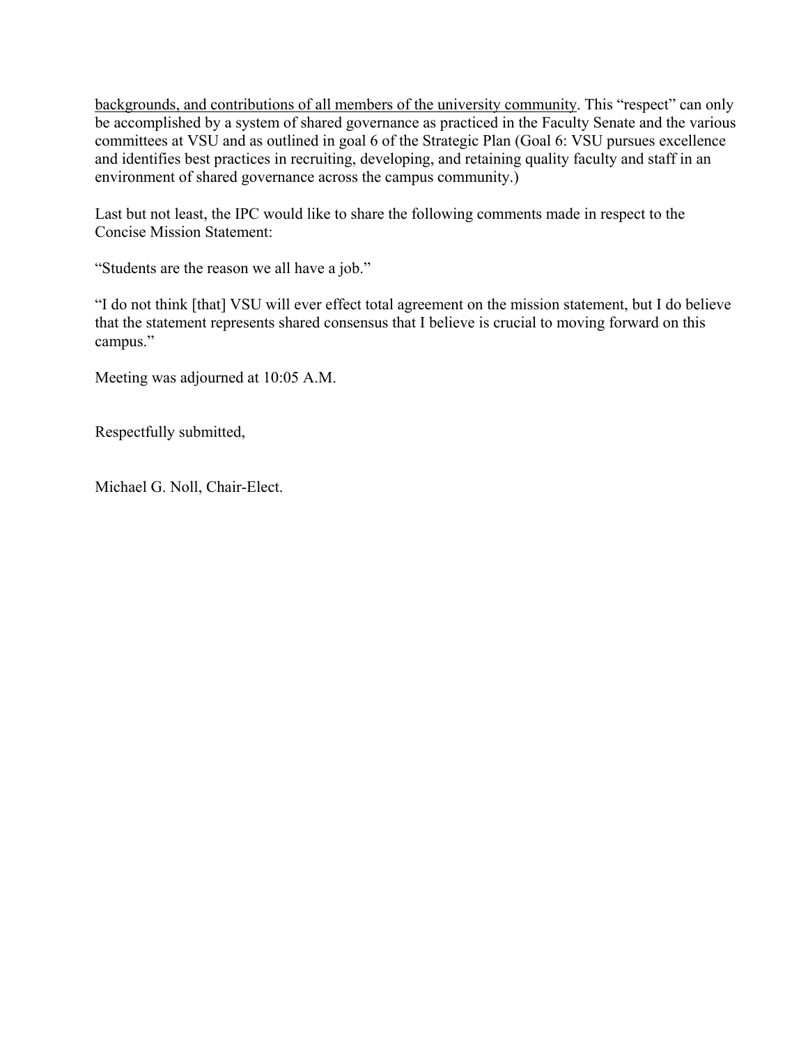<u>backgrounds, and contributions of all members of the university community</u>. This "respect" can only be accomplished by a system of shared governance as practiced in the Faculty Senate and the various committees at VSU and as outlined in goal 6 of the Strategic Plan (Goal 6: VSU pursues excellence and identifies best practices in recruiting, developing, and retaining quality faculty and staff in an environment of shared governance across the campus community.)

Last but not least, the IPC would like to share the following comments made in respect to the Concise Mission Statement:

"Students are the reason we all have a job."

"I do not think [that] VSU will ever effect total agreement on the mission statement, but I do believe that the statement represents shared consensus that I believe is crucial to moving forward on this campus."

Meeting was adjourned at 10:05 A.M.

Respectfully submitted,

Michael G. Noll, Chair-Elect.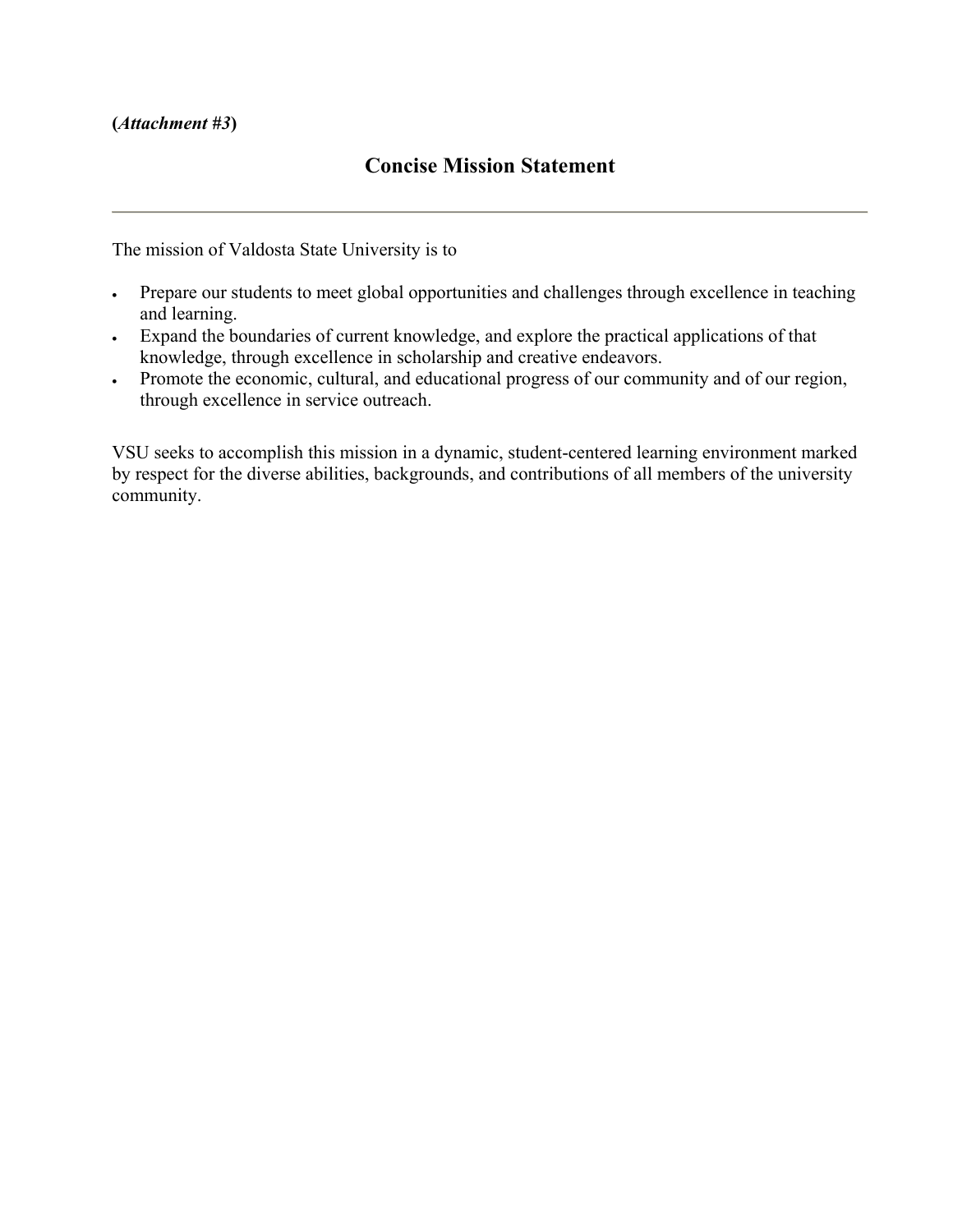**(*Attachment #3*)**

## Concise Mission Statement

---

The mission of Valdosta State University is to

- Prepare our students to meet global opportunities and challenges through excellence in teaching and learning.
- Expand the boundaries of current knowledge, and explore the practical applications of that knowledge, through excellence in scholarship and creative endeavors.
- Promote the economic, cultural, and educational progress of our community and of our region, through excellence in service outreach.

VSU seeks to accomplish this mission in a dynamic, student-centered learning environment marked by respect for the diverse abilities, backgrounds, and contributions of all members of the university community.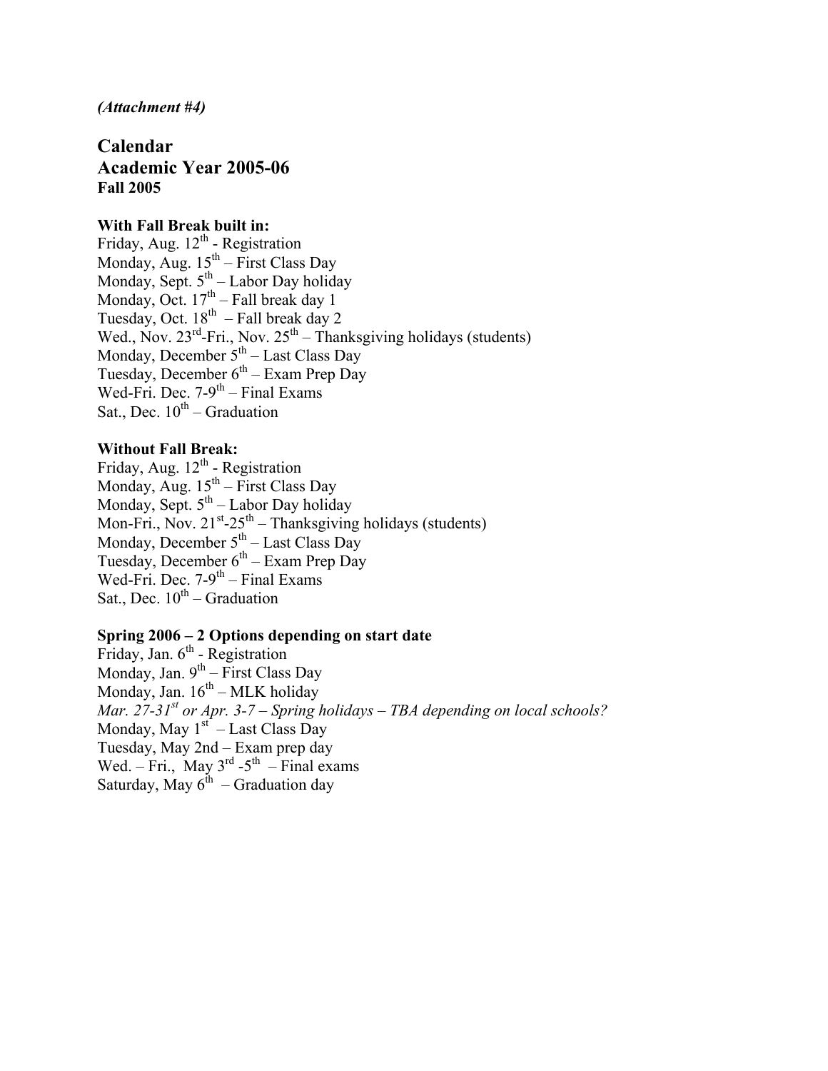*(Attachment #4)*

# Calendar
# Academic Year 2005-06
### Fall 2005

**With Fall Break built in:**
Friday, Aug. 12th - Registration
Monday, Aug. 15th – First Class Day
Monday, Sept. 5th – Labor Day holiday
Monday, Oct. 17th – Fall break day 1
Tuesday, Oct. 18th – Fall break day 2
Wed., Nov. 23rd-Fri., Nov. 25th – Thanksgiving holidays (students)
Monday, December 5th – Last Class Day
Tuesday, December 6th – Exam Prep Day
Wed-Fri. Dec. 7-9th – Final Exams
Sat., Dec. 10th – Graduation

**Without Fall Break:**
Friday, Aug. 12th - Registration
Monday, Aug. 15th – First Class Day
Monday, Sept. 5th – Labor Day holiday
Mon-Fri., Nov. 21st-25th – Thanksgiving holidays (students)
Monday, December 5th – Last Class Day
Tuesday, December 6th – Exam Prep Day
Wed-Fri. Dec. 7-9th – Final Exams
Sat., Dec. 10th – Graduation

**Spring 2006 – 2 Options depending on start date**
Friday, Jan. 6th - Registration
Monday, Jan. 9th – First Class Day
Monday, Jan. 16th – MLK holiday
*Mar. 27-31st or Apr. 3-7 – Spring holidays – TBA depending on local schools?*
Monday, May 1st – Last Class Day
Tuesday, May 2nd – Exam prep day
Wed. – Fri., May 3rd -5th – Final exams
Saturday, May 6th – Graduation day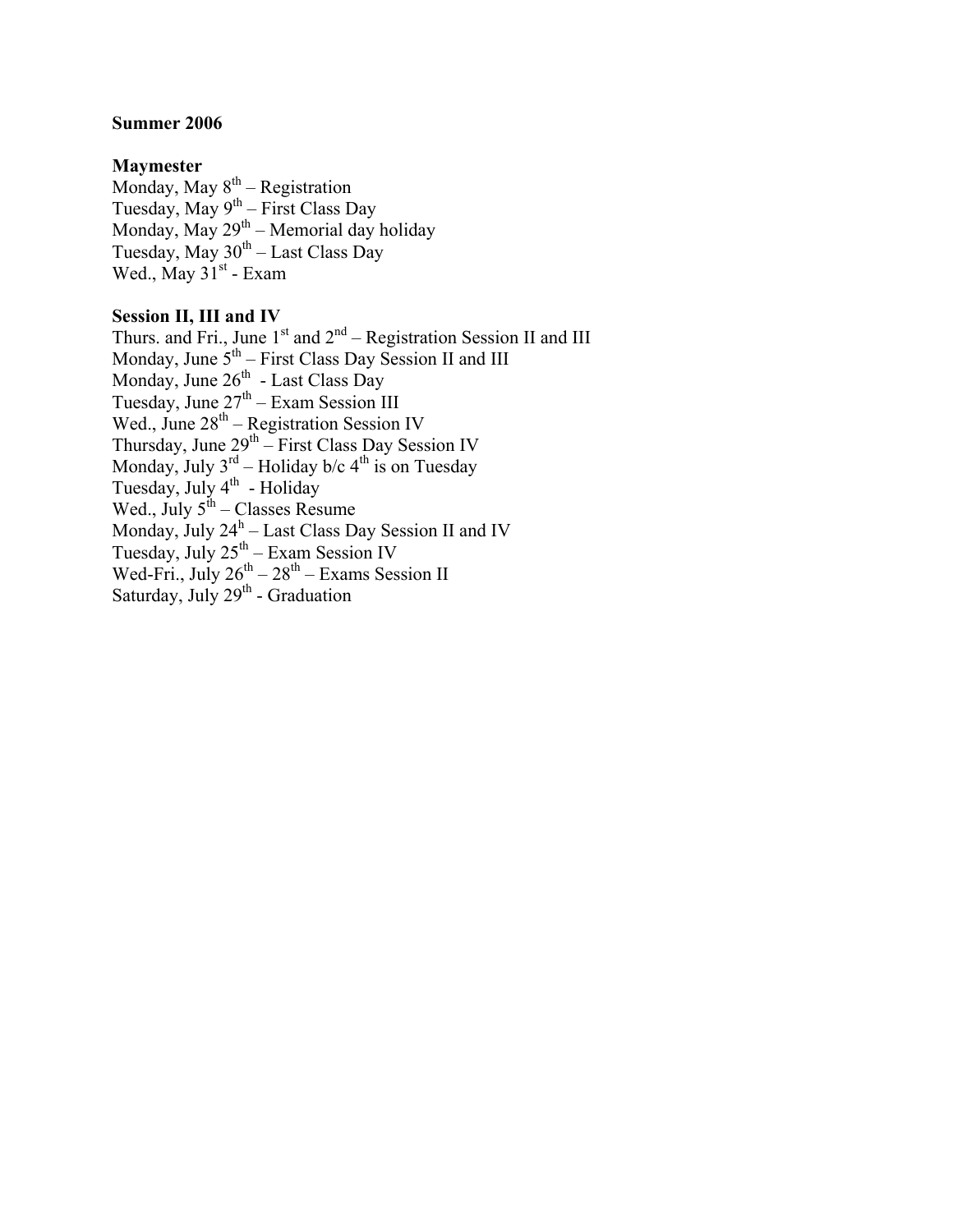**Summer 2006**

**Maymester**

Monday, May 8th – Registration
Tuesday, May 9th – First Class Day
Monday, May 29th – Memorial day holiday
Tuesday, May 30th – Last Class Day
Wed., May 31st - Exam

**Session II, III and IV**

Thurs. and Fri., June 1st and 2nd – Registration Session II and III
Monday, June 5th – First Class Day Session II and III
Monday, June 26th - Last Class Day
Tuesday, June 27th – Exam Session III
Wed., June 28th – Registration Session IV
Thursday, June 29th – First Class Day Session IV
Monday, July 3rd – Holiday b/c 4th is on Tuesday
Tuesday, July 4th - Holiday
Wed., July 5th – Classes Resume
Monday, July 24h – Last Class Day Session II and IV
Tuesday, July 25th – Exam Session IV
Wed-Fri., July 26th – 28th – Exams Session II
Saturday, July 29th - Graduation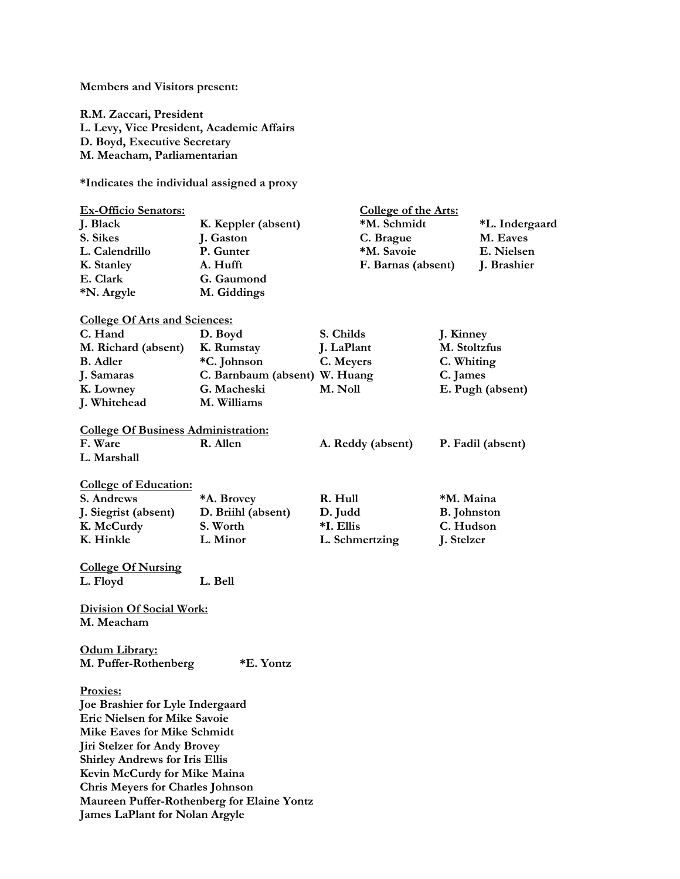**Members and Visitors present:**

**R.M. Zaccari, President**
**L. Levy, Vice President, Academic Affairs**
**D. Boyd, Executive Secretary**
**M. Meacham, Parliamentarian**

***Indicates the individual assigned a proxy**

**Ex-Officio Senators:**

| | |
|---|---|
| **J. Black** | **K. Keppler (absent)** |
| **S. Sikes** | **J. Gaston** |
| **L. Calendrillo** | **P. Gunter** |
| **K. Stanley** | **A. Hufft** |
| **E. Clark** | **G. Gaumond** |
| ***N. Argyle** | **M. Giddings** |

**College of the Arts:**

| | |
|---|---|
| ***M. Schmidt** | ***L. Indergaard** |
| **C. Brague** | **M. Eaves** |
| ***M. Savoie** | **E. Nielsen** |
| **F. Barnas (absent)** | **J. Brashier** |

**College Of Arts and Sciences:**

| | | | |
|---|---|---|---|
| **C. Hand** | **D. Boyd** | **S. Childs** | **J. Kinney** |
| **M. Richard (absent)** | **K. Rumstay** | **J. LaPlant** | **M. Stoltzfus** |
| **B. Adler** | ***C. Johnson** | **C. Meyers** | **C. Whiting** |
| **J. Samaras** | **C. Barnbaum (absent)** | **W. Huang** | **C. James** |
| **K. Lowney** | **G. Macheski** | **M. Noll** | **E. Pugh (absent)** |
| **J. Whitehead** | **M. Williams** | | |

**College Of Business Administration:**

| | | | |
|---|---|---|---|
| **F. Ware** | **R. Allen** | **A. Reddy (absent)** | **P. Fadil (absent)** |
| **L. Marshall** | | | |

**College of Education:**

| | | | |
|---|---|---|---|
| **S. Andrews** | ***A. Brovey** | **R. Hull** | ***M. Maina** |
| **J. Siegrist (absent)** | **D. Briihl (absent)** | **D. Judd** | **B. Johnston** |
| **K. McCurdy** | **S. Worth** | ***I. Ellis** | **C. Hudson** |
| **K. Hinkle** | **L. Minor** | **L. Schmertzing** | **J. Stelzer** |

**College Of Nursing**

**L. Floyd** **L. Bell**

**Division Of Social Work:**

**M. Meacham**

**Odum Library:**

**M. Puffer-Rothenberg** ***E. Yontz**

**Proxies:**

**Joe Brashier for Lyle Indergaard**
**Eric Nielsen for Mike Savoie**
**Mike Eaves for Mike Schmidt**
**Jiri Stelzer for Andy Brovey**
**Shirley Andrews for Iris Ellis**
**Kevin McCurdy for Mike Maina**
**Chris Meyers for Charles Johnson**
**Maureen Puffer-Rothenberg for Elaine Yontz**
**James LaPlant for Nolan Argyle**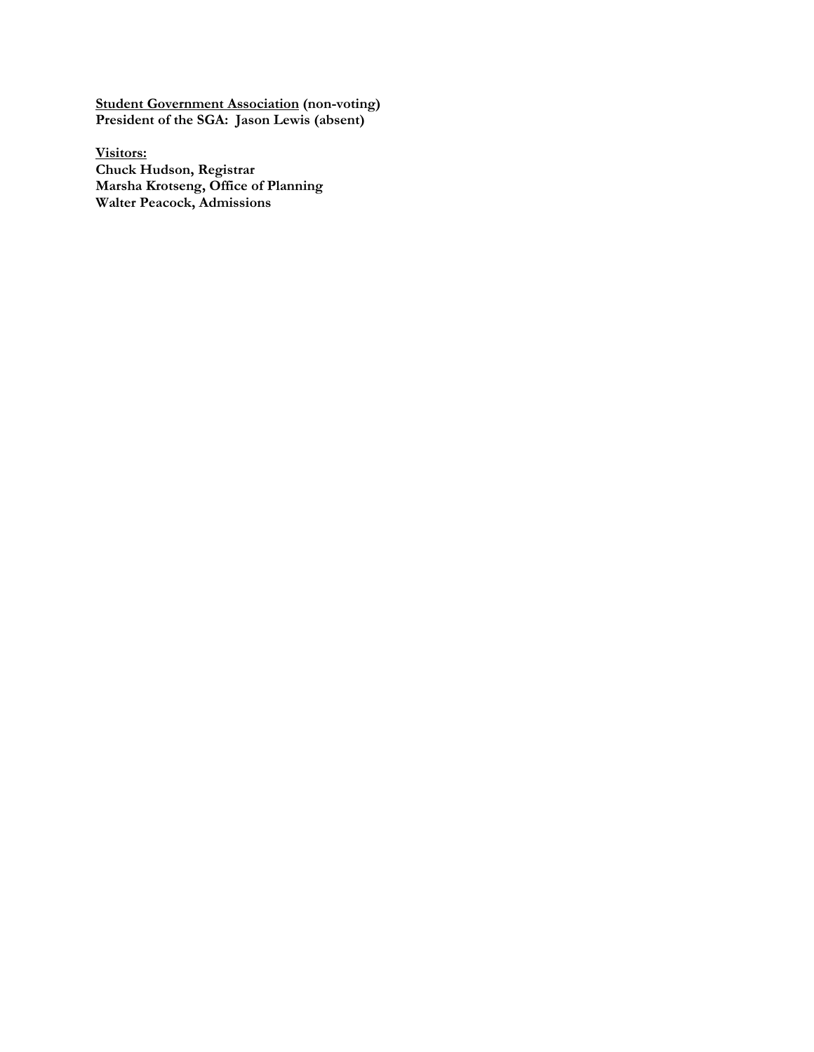**Student Government Association (non-voting)**
**President of the SGA: Jason Lewis (absent)**

**Visitors:**
**Chuck Hudson, Registrar**
**Marsha Krotseng, Office of Planning**
**Walter Peacock, Admissions**